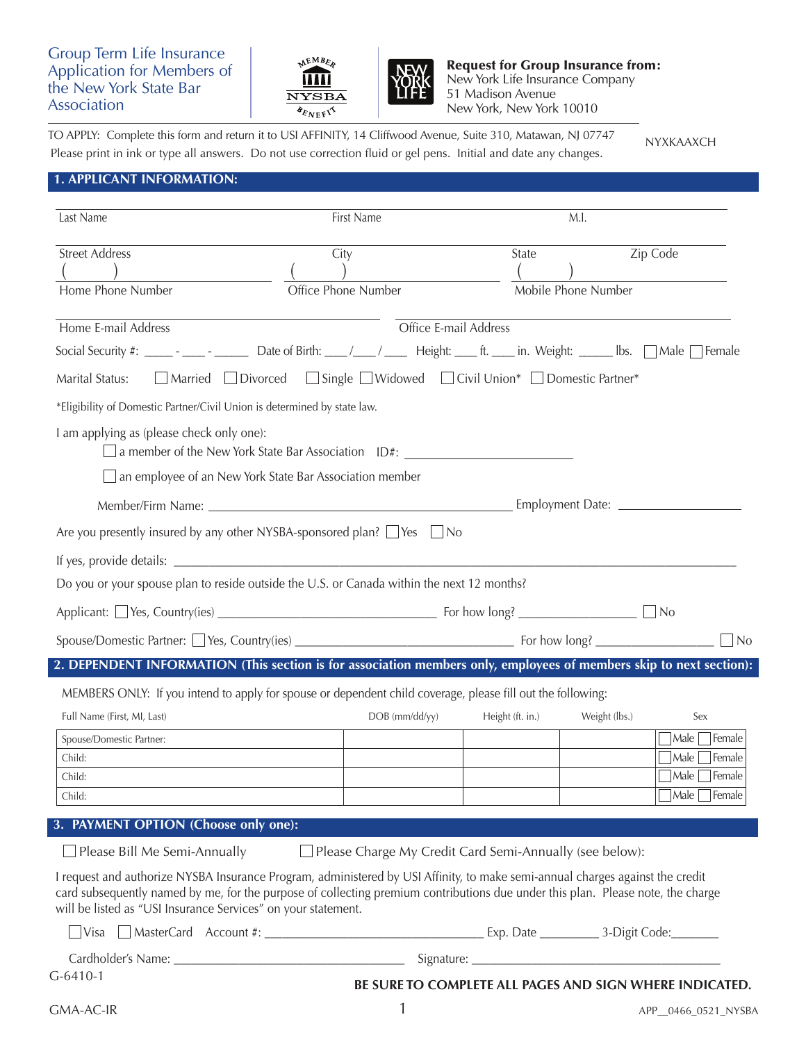# Group Term Life Insurance Application for Members of the New York State Bar Association

**Request for Group Insurance from:**
New York Life Insurance Company
51 Madison Avenue
New York, New York 10010

TO APPLY: Complete this form and return it to USI AFFINITY, 14 Cliffwood Avenue, Suite 310, Matawan, NJ 07747
Please print in ink or type all answers. Do not use correction fluid or gel pens. Initial and date any changes.

NYXKAAXCH

## 1. APPLICANT INFORMATION:

Last Name ____________ First Name ____________ M.I. ____

Street Address ____________ City ____________ State ____ Zip Code ____

( ) Home Phone Number ____________ ( ) Office Phone Number ____________ ( ) Mobile Phone Number ____________

Home E-mail Address ____________ Office E-mail Address ____________

Social Security #: _____ - ____ - ______ Date of Birth: ___/___/____ Height: ___ ft. ___ in. Weight: _____ lbs. ☐ Male ☐ Female

Marital Status: ☐ Married ☐ Divorced ☐ Single ☐ Widowed ☐ Civil Union* ☐ Domestic Partner*

*Eligibility of Domestic Partner/Civil Union is determined by state law.

I am applying as (please check only one):

☐ a member of the New York State Bar Association ID#: ____________

☐ an employee of an New York State Bar Association member

Member/Firm Name: ____________ Employment Date: ____________

Are you presently insured by any other NYSBA-sponsored plan? ☐ Yes ☐ No

If yes, provide details: ____________

Do you or your spouse plan to reside outside the U.S. or Canada within the next 12 months?

Applicant: ☐ Yes, Country(ies) ____________ For how long? ____________ ☐ No

Spouse/Domestic Partner: ☐ Yes, Country(ies) ____________ For how long? ____________ ☐ No

## 2. DEPENDENT INFORMATION (This section is for association members only, employees of members skip to next section):

MEMBERS ONLY: If you intend to apply for spouse or dependent child coverage, please fill out the following:

| Full Name (First, MI, Last) | DOB (mm/dd/yy) | Height (ft. in.) | Weight (lbs.) | Sex |
|---|---|---|---|---|
| Spouse/Domestic Partner: | | | | ☐ Male ☐ Female |
| Child: | | | | ☐ Male ☐ Female |
| Child: | | | | ☐ Male ☐ Female |
| Child: | | | | ☐ Male ☐ Female |

## 3. PAYMENT OPTION (Choose only one):

☐ Please Bill Me Semi-Annually ☐ Please Charge My Credit Card Semi-Annually (see below):

I request and authorize NYSBA Insurance Program, administered by USI Affinity, to make semi-annual charges against the credit card subsequently named by me, for the purpose of collecting premium contributions due under this plan. Please note, the charge will be listed as "USI Insurance Services" on your statement.

☐ Visa ☐ MasterCard Account #: ____________ Exp. Date ________ 3-Digit Code: _______

Cardholder's Name: ____________ Signature: ____________

G-6410-1

**BE SURE TO COMPLETE ALL PAGES AND SIGN WHERE INDICATED.**

GMA-AC-IR APP__0466_0521_NYSBA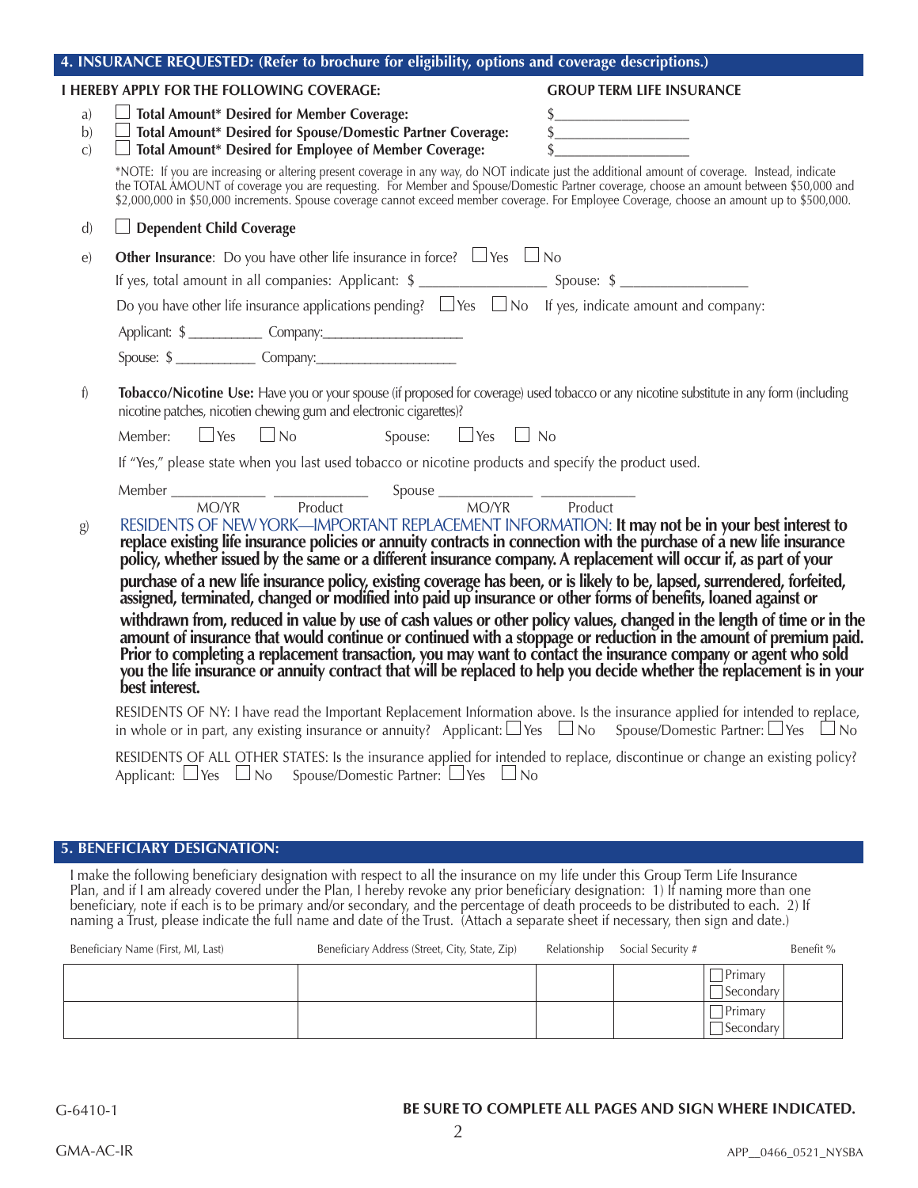## 4. INSURANCE REQUESTED: (Refer to brochure for eligibility, options and coverage descriptions.)

**I HEREBY APPLY FOR THE FOLLOWING COVERAGE:** **GROUP TERM LIFE INSURANCE**

a) ☐ **Total Amount* Desired for Member Coverage:** $__________________

b) ☐ **Total Amount* Desired for Spouse/Domestic Partner Coverage:** $__________________

c) ☐ **Total Amount* Desired for Employee of Member Coverage:** $__________________

*NOTE: If you are increasing or altering present coverage in any way, do NOT indicate just the additional amount of coverage. Instead, indicate the TOTAL AMOUNT of coverage you are requesting. For Member and Spouse/Domestic Partner coverage, choose an amount between $50,000 and $2,000,000 in $50,000 increments. Spouse coverage cannot exceed member coverage. For Employee Coverage, choose an amount up to $500,000.

d) ☐ **Dependent Child Coverage**

e) **Other Insurance**: Do you have other life insurance in force? ☐ Yes ☐ No

If yes, total amount in all companies: Applicant: $ _________________ Spouse: $ _________________

Do you have other life insurance applications pending? ☐ Yes ☐ No If yes, indicate amount and company:

Applicant: $ __________ Company:___________________

Spouse: $ ___________ Company:___________________

f) **Tobacco/Nicotine Use:** Have you or your spouse (if proposed for coverage) used tobacco or any nicotine substitute in any form (including nicotine patches, nicotien chewing gum and electronic cigarettes)?

Member: ☐ Yes ☐ No Spouse: ☐ Yes ☐ No

If "Yes," please state when you last used tobacco or nicotine products and specify the product used.

Member ____________ ____________ Spouse ____________ ____________
MO/YR Product MO/YR Product

g) RESIDENTS OF NEW YORK—IMPORTANT REPLACEMENT INFORMATION: **It may not be in your best interest to replace existing life insurance policies or annuity contracts in connection with the purchase of a new life insurance policy, whether issued by the same or a different insurance company. A replacement will occur if, as part of your purchase of a new life insurance policy, existing coverage has been, or is likely to be, lapsed, surrendered, forfeited, assigned, terminated, changed or modified into paid up insurance or other forms of benefits, loaned against or withdrawn from, reduced in value by use of cash values or other policy values, changed in the length of time or in the amount of insurance that would continue or continued with a stoppage or reduction in the amount of premium paid. Prior to completing a replacement transaction, you may want to contact the insurance company or agent who sold you the life insurance or annuity contract that will be replaced to help you decide whether the replacement is in your best interest.**

RESIDENTS OF NY: I have read the Important Replacement Information above. Is the insurance applied for intended to replace, in whole or in part, any existing insurance or annuity? Applicant: ☐ Yes ☐ No Spouse/Domestic Partner: ☐ Yes ☐ No

RESIDENTS OF ALL OTHER STATES: Is the insurance applied for intended to replace, discontinue or change an existing policy? Applicant: ☐ Yes ☐ No Spouse/Domestic Partner: ☐ Yes ☐ No

## 5. BENEFICIARY DESIGNATION:

I make the following beneficiary designation with respect to all the insurance on my life under this Group Term Life Insurance Plan, and if I am already covered under the Plan, I hereby revoke any prior beneficiary designation: 1) If naming more than one beneficiary, note if each is to be primary and/or secondary, and the percentage of death proceeds to be distributed to each. 2) If naming a Trust, please indicate the full name and date of the Trust. (Attach a separate sheet if necessary, then sign and date.)

| Beneficiary Name (First, MI, Last) | Beneficiary Address (Street, City, State, Zip) | Relationship | Social Security # | | Benefit % |
|---|---|---|---|---|---|
| | | | | ☐ Primary ☐ Secondary | |
| | | | | ☐ Primary ☐ Secondary | |

G-6410-1

**BE SURE TO COMPLETE ALL PAGES AND SIGN WHERE INDICATED.**

GMA-AC-IR

APP__0466_0521_NYSBA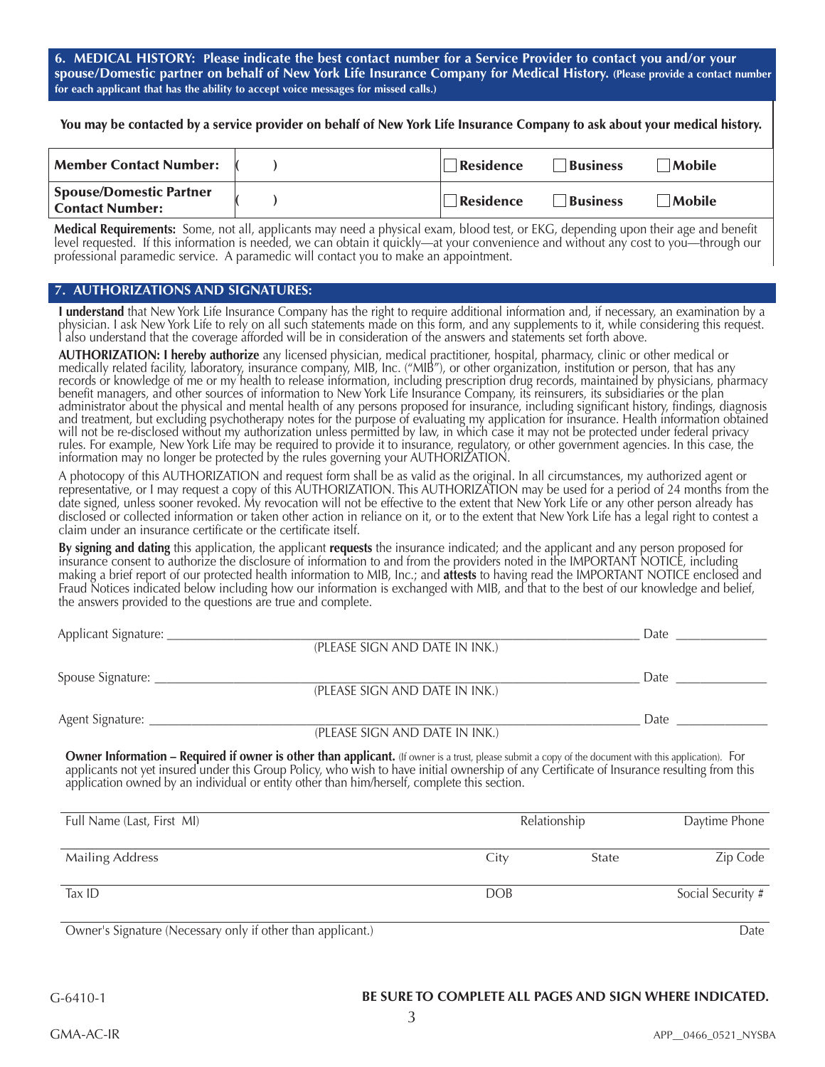## 6. MEDICAL HISTORY: Please indicate the best contact number for a Service Provider to contact you and/or your spouse/Domestic partner on behalf of New York Life Insurance Company for Medical History. (Please provide a contact number for each applicant that has the ability to accept voice messages for missed calls.)

**You may be contacted by a service provider on behalf of New York Life Insurance Company to ask about your medical history.**

| | | | | |
|---|---|---|---|---|
| **Member Contact Number:** | ( ) | ☐ **Residence** | ☐ **Business** | ☐ **Mobile** |
| **Spouse/Domestic Partner Contact Number:** | ( ) | ☐ **Residence** | ☐ **Business** | ☐ **Mobile** |

**Medical Requirements:** Some, not all, applicants may need a physical exam, blood test, or EKG, depending upon their age and benefit level requested. If this information is needed, we can obtain it quickly—at your convenience and without any cost to you—through our professional paramedic service. A paramedic will contact you to make an appointment.

## 7. AUTHORIZATIONS AND SIGNATURES:

**I understand** that New York Life Insurance Company has the right to require additional information and, if necessary, an examination by a physician. I ask New York Life to rely on all such statements made on this form, and any supplements to it, while considering this request. I also understand that the coverage afforded will be in consideration of the answers and statements set forth above.

**AUTHORIZATION: I hereby authorize** any licensed physician, medical practitioner, hospital, pharmacy, clinic or other medical or medically related facility, laboratory, insurance company, MIB, Inc. ("MIB"), or other organization, institution or person, that has any records or knowledge of me or my health to release information, including prescription drug records, maintained by physicians, pharmacy benefit managers, and other sources of information to New York Life Insurance Company, its reinsurers, its subsidiaries or the plan administrator about the physical and mental health of any persons proposed for insurance, including significant history, findings, diagnosis and treatment, but excluding psychotherapy notes for the purpose of evaluating my application for insurance. Health information obtained will not be re-disclosed without my authorization unless permitted by law, in which case it may not be protected under federal privacy rules. For example, New York Life may be required to provide it to insurance, regulatory, or other government agencies. In this case, the information may no longer be protected by the rules governing your AUTHORIZATION.

A photocopy of this AUTHORIZATION and request form shall be as valid as the original. In all circumstances, my authorized agent or representative, or I may request a copy of this AUTHORIZATION. This AUTHORIZATION may be used for a period of 24 months from the date signed, unless sooner revoked. My revocation will not be effective to the extent that New York Life or any other person already has disclosed or collected information or taken other action in reliance on it, or to the extent that New York Life has a legal right to contest a claim under an insurance certificate or the certificate itself.

**By signing and dating** this application, the applicant **requests** the insurance indicated; and the applicant and any person proposed for insurance consent to authorize the disclosure of information to and from the providers noted in the IMPORTANT NOTICE, including making a brief report of our protected health information to MIB, Inc.; and **attests** to having read the IMPORTANT NOTICE enclosed and Fraud Notices indicated below including how our information is exchanged with MIB, and that to the best of our knowledge and belief, the answers provided to the questions are true and complete.

Applicant Signature: ______________________________ Date ____________
(PLEASE SIGN AND DATE IN INK.)

Spouse Signature: ______________________________ Date ____________
(PLEASE SIGN AND DATE IN INK.)

Agent Signature: ______________________________ Date ____________
(PLEASE SIGN AND DATE IN INK.)

**Owner Information – Required if owner is other than applicant.** (If owner is a trust, please submit a copy of the document with this application). For applicants not yet insured under this Group Policy, who wish to have initial ownership of any Certificate of Insurance resulting from this application owned by an individual or entity other than him/herself, complete this section.

| Full Name (Last, First MI) | Relationship | | Daytime Phone |
|---|---|---|---|
| Mailing Address | City | State | Zip Code |
| Tax ID | DOB | | Social Security # |
| Owner's Signature (Necessary only if other than applicant.) | | | Date |

G-6410-1

**BE SURE TO COMPLETE ALL PAGES AND SIGN WHERE INDICATED.**

GMA-AC-IR

APP__0466_0521_NYSBA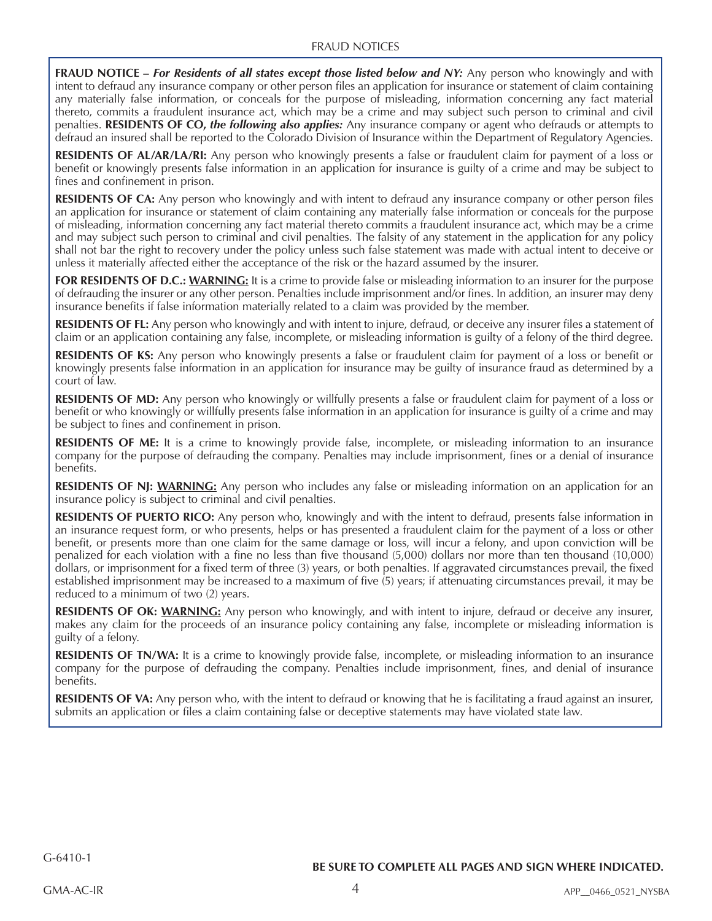FRAUD NOTICES

**FRAUD NOTICE – *For Residents of all states except those listed below and NY:*** Any person who knowingly and with intent to defraud any insurance company or other person files an application for insurance or statement of claim containing any materially false information, or conceals for the purpose of misleading, information concerning any fact material thereto, commits a fraudulent insurance act, which may be a crime and may subject such person to criminal and civil penalties. **RESIDENTS OF CO, *the following also applies:*** Any insurance company or agent who defrauds or attempts to defraud an insured shall be reported to the Colorado Division of Insurance within the Department of Regulatory Agencies.

**RESIDENTS OF AL/AR/LA/RI:** Any person who knowingly presents a false or fraudulent claim for payment of a loss or benefit or knowingly presents false information in an application for insurance is guilty of a crime and may be subject to fines and confinement in prison.

**RESIDENTS OF CA:** Any person who knowingly and with intent to defraud any insurance company or other person files an application for insurance or statement of claim containing any materially false information or conceals for the purpose of misleading, information concerning any fact material thereto commits a fraudulent insurance act, which may be a crime and may subject such person to criminal and civil penalties. The falsity of any statement in the application for any policy shall not bar the right to recovery under the policy unless such false statement was made with actual intent to deceive or unless it materially affected either the acceptance of the risk or the hazard assumed by the insurer.

**FOR RESIDENTS OF D.C.: <u>WARNING:</u>** It is a crime to provide false or misleading information to an insurer for the purpose of defrauding the insurer or any other person. Penalties include imprisonment and/or fines. In addition, an insurer may deny insurance benefits if false information materially related to a claim was provided by the member.

**RESIDENTS OF FL:** Any person who knowingly and with intent to injure, defraud, or deceive any insurer files a statement of claim or an application containing any false, incomplete, or misleading information is guilty of a felony of the third degree.

**RESIDENTS OF KS:** Any person who knowingly presents a false or fraudulent claim for payment of a loss or benefit or knowingly presents false information in an application for insurance may be guilty of insurance fraud as determined by a court of law.

**RESIDENTS OF MD:** Any person who knowingly or willfully presents a false or fraudulent claim for payment of a loss or benefit or who knowingly or willfully presents false information in an application for insurance is guilty of a crime and may be subject to fines and confinement in prison.

**RESIDENTS OF ME:** It is a crime to knowingly provide false, incomplete, or misleading information to an insurance company for the purpose of defrauding the company. Penalties may include imprisonment, fines or a denial of insurance benefits.

**RESIDENTS OF NJ: <u>WARNING:</u>** Any person who includes any false or misleading information on an application for an insurance policy is subject to criminal and civil penalties.

**RESIDENTS OF PUERTO RICO:** Any person who, knowingly and with the intent to defraud, presents false information in an insurance request form, or who presents, helps or has presented a fraudulent claim for the payment of a loss or other benefit, or presents more than one claim for the same damage or loss, will incur a felony, and upon conviction will be penalized for each violation with a fine no less than five thousand (5,000) dollars nor more than ten thousand (10,000) dollars, or imprisonment for a fixed term of three (3) years, or both penalties. If aggravated circumstances prevail, the fixed established imprisonment may be increased to a maximum of five (5) years; if attenuating circumstances prevail, it may be reduced to a minimum of two (2) years.

**RESIDENTS OF OK: <u>WARNING:</u>** Any person who knowingly, and with intent to injure, defraud or deceive any insurer, makes any claim for the proceeds of an insurance policy containing any false, incomplete or misleading information is guilty of a felony.

**RESIDENTS OF TN/WA:** It is a crime to knowingly provide false, incomplete, or misleading information to an insurance company for the purpose of defrauding the company. Penalties include imprisonment, fines, and denial of insurance benefits.

**RESIDENTS OF VA:** Any person who, with the intent to defraud or knowing that he is facilitating a fraud against an insurer, submits an application or files a claim containing false or deceptive statements may have violated state law.

G-6410-1

**BE SURE TO COMPLETE ALL PAGES AND SIGN WHERE INDICATED.**

GMA-AC-IR

APP__0466_0521_NYSBA